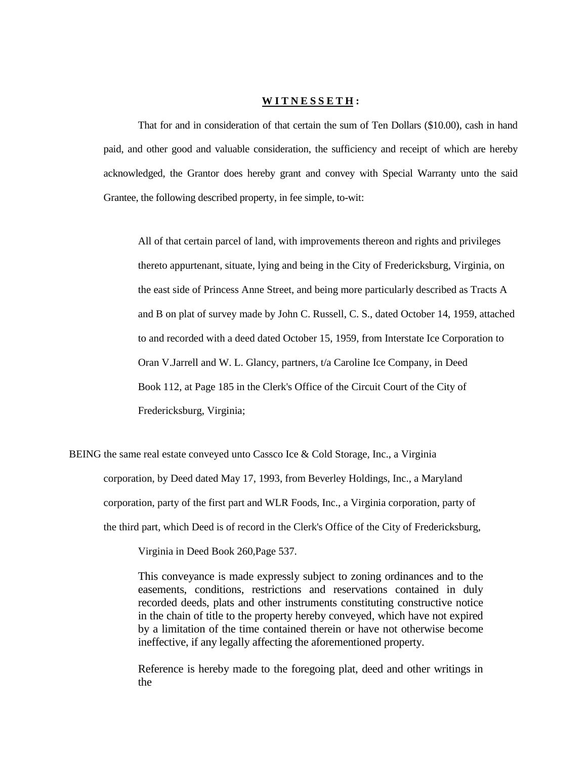**W I T N E S S E T H :**

That for and in consideration of that certain the sum of Ten Dollars ($10.00), cash in hand paid, and other good and valuable consideration, the sufficiency and receipt of which are hereby acknowledged, the Grantor does hereby grant and convey with Special Warranty unto the said Grantee, the following described property, in fee simple, to-wit:

> All of that certain parcel of land, with improvements thereon and rights and privileges thereto appurtenant, situate, lying and being in the City of Fredericksburg, Virginia, on the east side of Princess Anne Street, and being more particularly described as Tracts A and B on plat of survey made by John C. Russell, C. S., dated October 14, 1959, attached to and recorded with a deed dated October 15, 1959, from Interstate Ice Corporation to Oran V.Jarrell and W. L. Glancy, partners, t/a Caroline Ice Company, in Deed Book 112, at Page 185 in the Clerk's Office of the Circuit Court of the City of Fredericksburg, Virginia;

BEING the same real estate conveyed unto Cassco Ice & Cold Storage, Inc., a Virginia corporation, by Deed dated May 17, 1993, from Beverley Holdings, Inc., a Maryland corporation, party of the first part and WLR Foods, Inc., a Virginia corporation, party of the third part, which Deed is of record in the Clerk's Office of the City of Fredericksburg, Virginia in Deed Book 260,Page 537.

This conveyance is made expressly subject to zoning ordinances and to the easements, conditions, restrictions and reservations contained in duly recorded deeds, plats and other instruments constituting constructive notice in the chain of title to the property hereby conveyed, which have not expired by a limitation of the time contained therein or have not otherwise become ineffective, if any legally affecting the aforementioned property.

Reference is hereby made to the foregoing plat, deed and other writings in the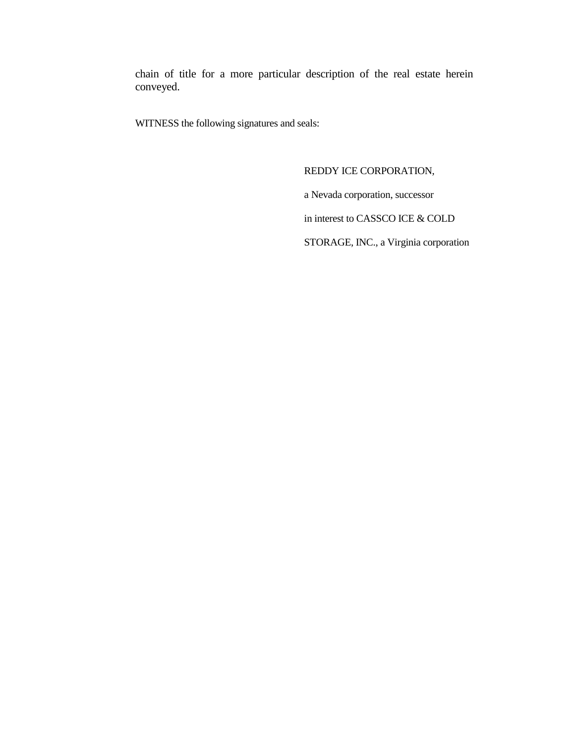chain of title for a more particular description of the real estate herein conveyed.

WITNESS the following signatures and seals:

REDDY ICE CORPORATION,

a Nevada corporation, successor

in interest to CASSCO ICE & COLD

STORAGE, INC., a Virginia corporation